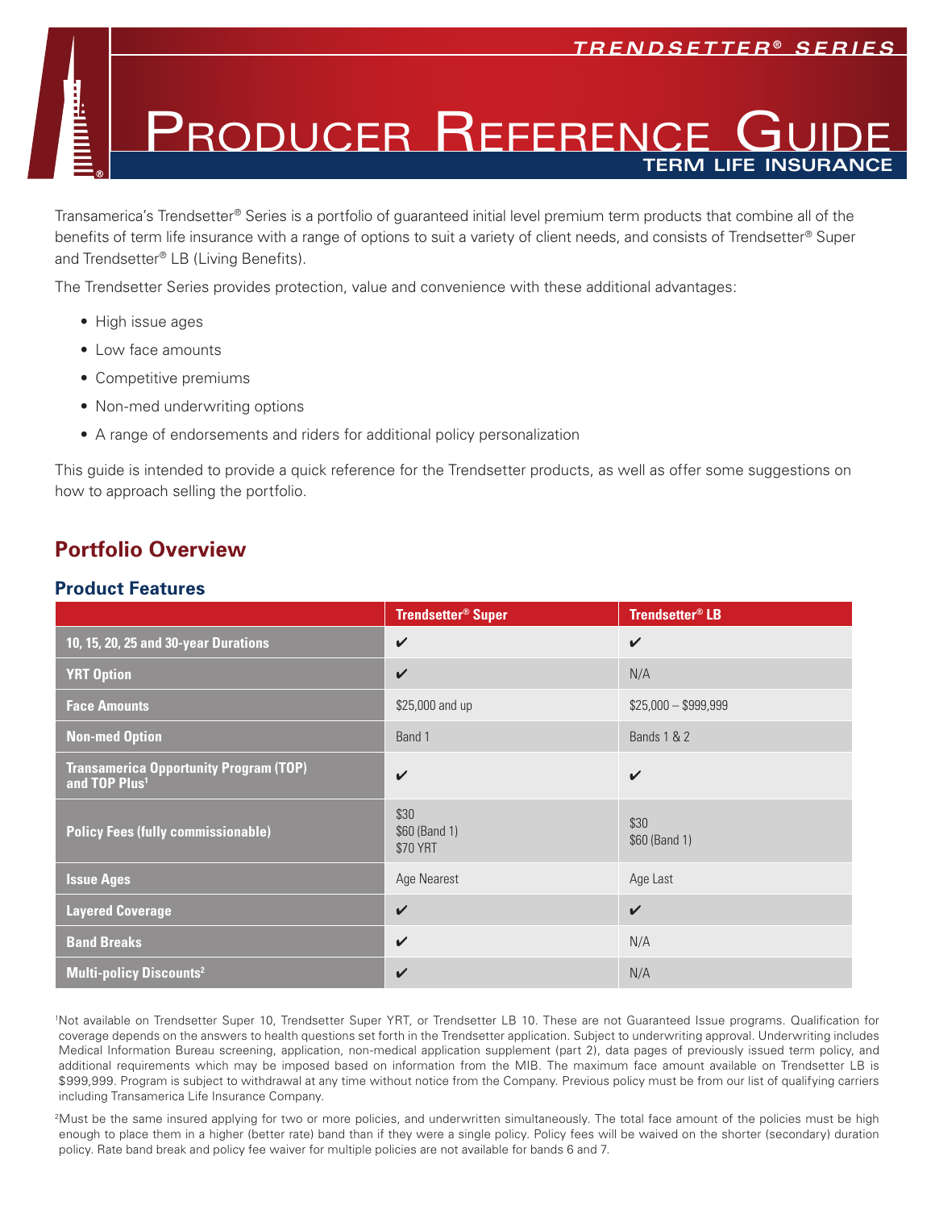# Trendsetter® Series

# Producer Reference Guide

## Term Life Insurance

Transamerica's Trendsetter® Series is a portfolio of guaranteed initial level premium term products that combine all of the benefits of term life insurance with a range of options to suit a variety of client needs, and consists of Trendsetter® Super and Trendsetter® LB (Living Benefits).

The Trendsetter Series provides protection, value and convenience with these additional advantages:

- High issue ages
- Low face amounts
- Competitive premiums
- Non-med underwriting options
- A range of endorsements and riders for additional policy personalization

This guide is intended to provide a quick reference for the Trendsetter products, as well as offer some suggestions on how to approach selling the portfolio.

## Portfolio Overview

### Product Features

| | Trendsetter® Super | Trendsetter® LB |
|---|---|---|
| **10, 15, 20, 25 and 30-year Durations** | ✔ | ✔ |
| **YRT Option** | ✔ | N/A |
| **Face Amounts** | $25,000 and up | $25,000 – $999,999 |
| **Non-med Option** | Band 1 | Bands 1 & 2 |
| **Transamerica Opportunity Program (TOP) and TOP Plus[1]** | ✔ | ✔ |
| **Policy Fees (fully commissionable)** | $30<br>$60 (Band 1)<br>$70 YRT | $30<br>$60 (Band 1) |
| **Issue Ages** | Age Nearest | Age Last |
| **Layered Coverage** | ✔ | ✔ |
| **Band Breaks** | ✔ | N/A |
| **Multi-policy Discounts[2]** | ✔ | N/A |

[1]Not available on Trendsetter Super 10, Trendsetter Super YRT, or Trendsetter LB 10. These are not Guaranteed Issue programs. Qualification for coverage depends on the answers to health questions set forth in the Trendsetter application. Subject to underwriting approval. Underwriting includes Medical Information Bureau screening, application, non-medical application supplement (part 2), data pages of previously issued term policy, and additional requirements which may be imposed based on information from the MIB. The maximum face amount available on Trendsetter LB is $999,999. Program is subject to withdrawal at any time without notice from the Company. Previous policy must be from our list of qualifying carriers including Transamerica Life Insurance Company.

[2]Must be the same insured applying for two or more policies, and underwritten simultaneously. The total face amount of the policies must be high enough to place them in a higher (better rate) band than if they were a single policy. Policy fees will be waived on the shorter (secondary) duration policy. Rate band break and policy fee waiver for multiple policies are not available for bands 6 and 7.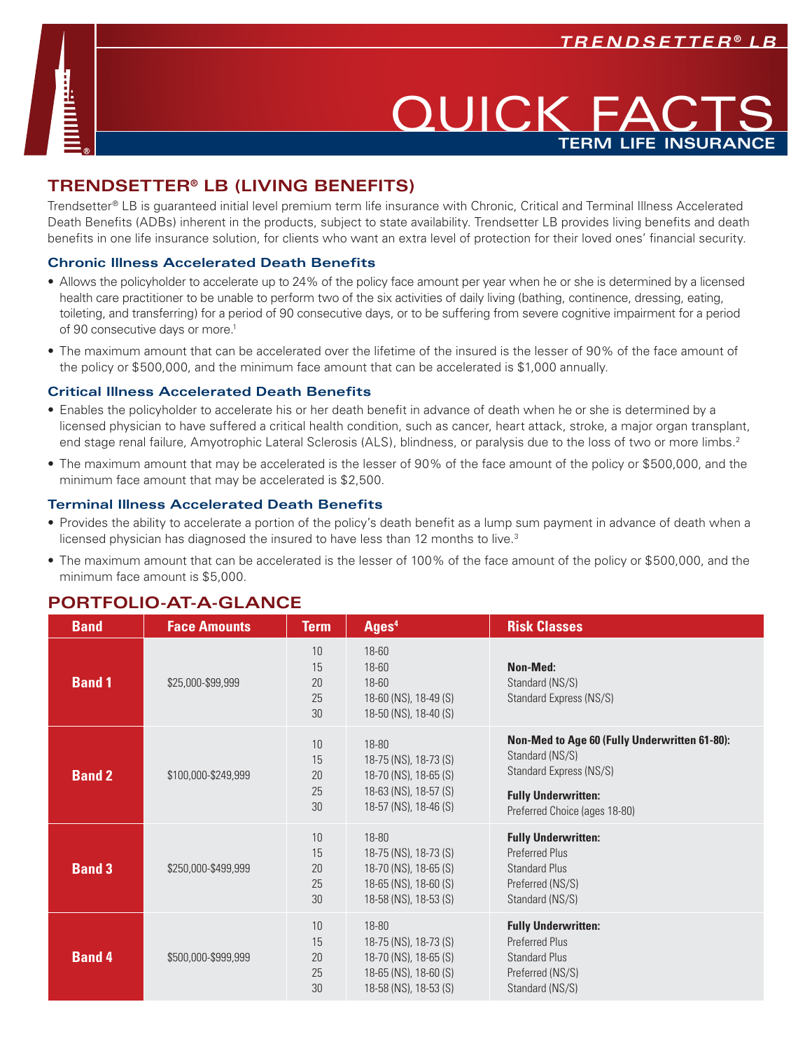# QUICK FACTS

TERM LIFE INSURANCE

## TRENDSETTER® LB (LIVING BENEFITS)

Trendsetter® LB is guaranteed initial level premium term life insurance with Chronic, Critical and Terminal Illness Accelerated Death Benefits (ADBs) inherent in the products, subject to state availability. Trendsetter LB provides living benefits and death benefits in one life insurance solution, for clients who want an extra level of protection for their loved ones' financial security.

### Chronic Illness Accelerated Death Benefits

- Allows the policyholder to accelerate up to 24% of the policy face amount per year when he or she is determined by a licensed health care practitioner to be unable to perform two of the six activities of daily living (bathing, continence, dressing, eating, toileting, and transferring) for a period of 90 consecutive days, or to be suffering from severe cognitive impairment for a period of 90 consecutive days or more.[1]
- The maximum amount that can be accelerated over the lifetime of the insured is the lesser of 90% of the face amount of the policy or $500,000, and the minimum face amount that can be accelerated is $1,000 annually.

### Critical Illness Accelerated Death Benefits

- Enables the policyholder to accelerate his or her death benefit in advance of death when he or she is determined by a licensed physician to have suffered a critical health condition, such as cancer, heart attack, stroke, a major organ transplant, end stage renal failure, Amyotrophic Lateral Sclerosis (ALS), blindness, or paralysis due to the loss of two or more limbs.[2]
- The maximum amount that may be accelerated is the lesser of 90% of the face amount of the policy or $500,000, and the minimum face amount that may be accelerated is $2,500.

### Terminal Illness Accelerated Death Benefits

- Provides the ability to accelerate a portion of the policy's death benefit as a lump sum payment in advance of death when a licensed physician has diagnosed the insured to have less than 12 months to live.[3]
- The maximum amount that can be accelerated is the lesser of 100% of the face amount of the policy or $500,000, and the minimum face amount is $5,000.

## PORTFOLIO-AT-A-GLANCE

| Band | Face Amounts | Term | Ages[4] | Risk Classes |
|---|---|---|---|---|
| **Band 1** | $25,000-$99,999 | 10<br>15<br>20<br>25<br>30 | 18-60<br>18-60<br>18-60<br>18-60 (NS), 18-49 (S)<br>18-50 (NS), 18-40 (S) | **Non-Med:**<br>Standard (NS/S)<br>Standard Express (NS/S) |
| **Band 2** | $100,000-$249,999 | 10<br>15<br>20<br>25<br>30 | 18-80<br>18-75 (NS), 18-73 (S)<br>18-70 (NS), 18-65 (S)<br>18-63 (NS), 18-57 (S)<br>18-57 (NS), 18-46 (S) | **Non-Med to Age 60 (Fully Underwritten 61-80):**<br>Standard (NS/S)<br>Standard Express (NS/S)<br>**Fully Underwritten:**<br>Preferred Choice (ages 18-80) |
| **Band 3** | $250,000-$499,999 | 10<br>15<br>20<br>25<br>30 | 18-80<br>18-75 (NS), 18-73 (S)<br>18-70 (NS), 18-65 (S)<br>18-65 (NS), 18-60 (S)<br>18-58 (NS), 18-53 (S) | **Fully Underwritten:**<br>Preferred Plus<br>Standard Plus<br>Preferred (NS/S)<br>Standard (NS/S) |
| **Band 4** | $500,000-$999,999 | 10<br>15<br>20<br>25<br>30 | 18-80<br>18-75 (NS), 18-73 (S)<br>18-70 (NS), 18-65 (S)<br>18-65 (NS), 18-60 (S)<br>18-58 (NS), 18-53 (S) | **Fully Underwritten:**<br>Preferred Plus<br>Standard Plus<br>Preferred (NS/S)<br>Standard (NS/S) |